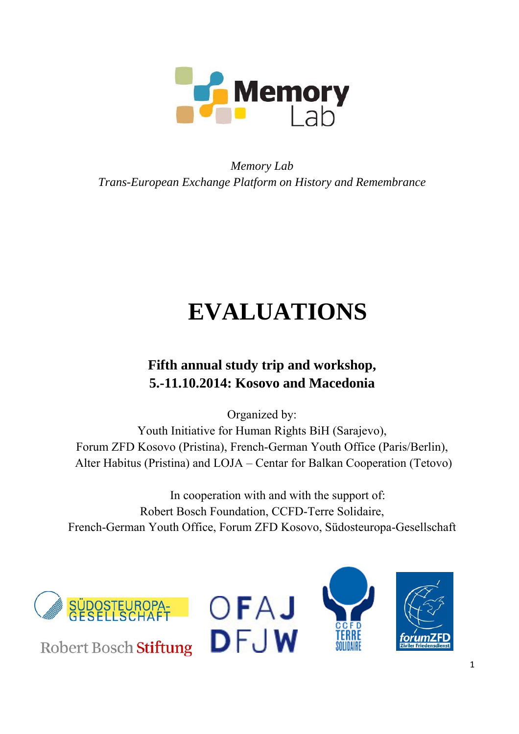*Memory Lab*
*Trans-European Exchange Platform on History and Remembrance*

# EVALUATIONS

## Fifth annual study trip and workshop, 5.-11.10.2014: Kosovo and Macedonia

Organized by:
Youth Initiative for Human Rights BiH (Sarajevo),
Forum ZFD Kosovo (Pristina), French-German Youth Office (Paris/Berlin),
Alter Habitus (Pristina) and LOJA – Centar for Balkan Cooperation (Tetovo)

In cooperation with and with the support of:
Robert Bosch Foundation, CCFD-Terre Solidaire,
French-German Youth Office, Forum ZFD Kosovo, Südosteuropa-Gesellschaft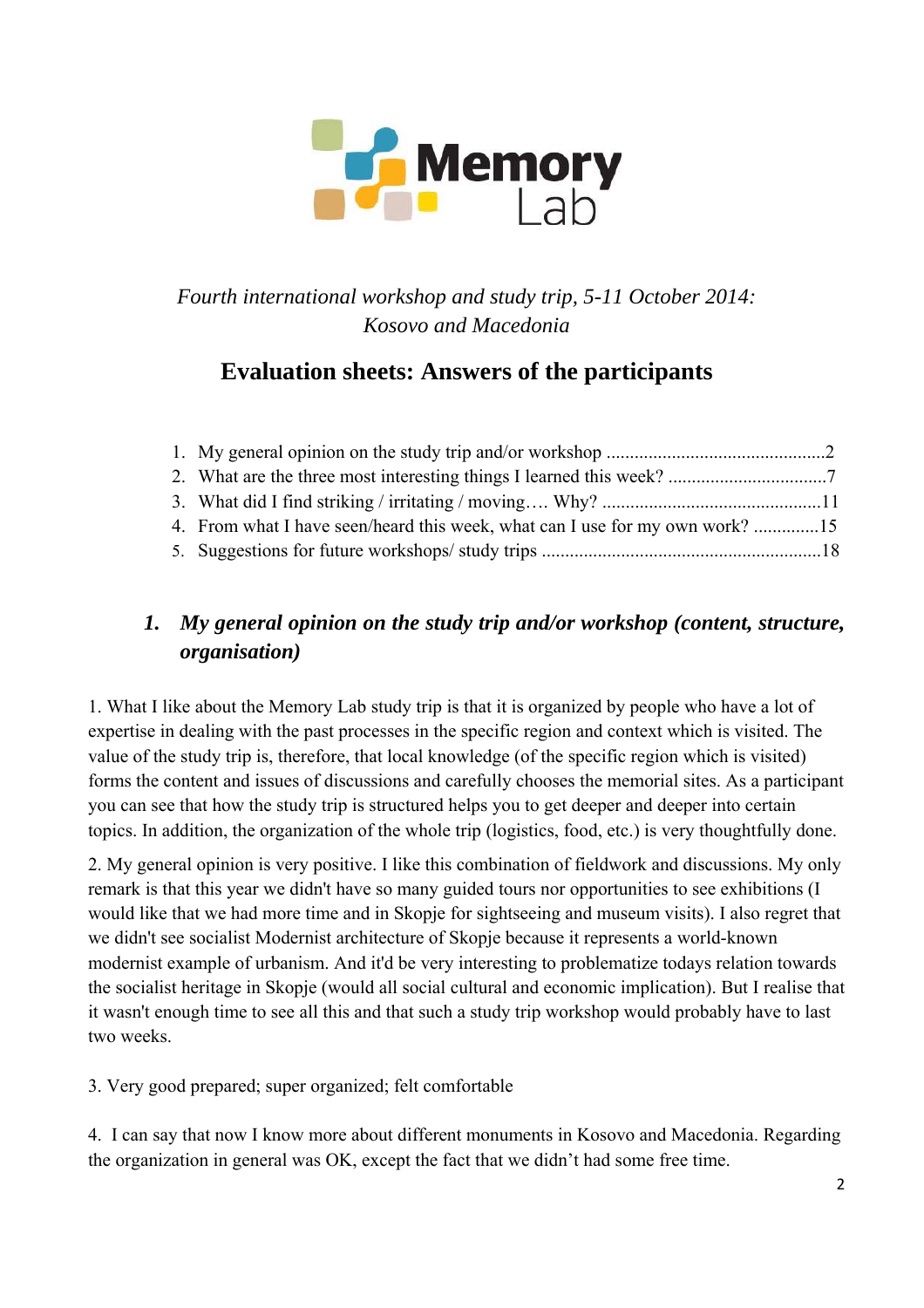*Fourth international workshop and study trip, 5-11 October 2014: Kosovo and Macedonia*

# Evaluation sheets: Answers of the participants

1. My general opinion on the study trip and/or workshop ..............................................2
2. What are the three most interesting things I learned this week? .................................7
3. What did I find striking / irritating / moving…. Why? ..............................................11
4. From what I have seen/heard this week, what can I use for my own work? .............15
5. Suggestions for future workshops/ study trips ...........................................................18

## 1. *My general opinion on the study trip and/or workshop (content, structure, organisation)*

1. What I like about the Memory Lab study trip is that it is organized by people who have a lot of expertise in dealing with the past processes in the specific region and context which is visited. The value of the study trip is, therefore, that local knowledge (of the specific region which is visited) forms the content and issues of discussions and carefully chooses the memorial sites. As a participant you can see that how the study trip is structured helps you to get deeper and deeper into certain topics. In addition, the organization of the whole trip (logistics, food, etc.) is very thoughtfully done.

2. My general opinion is very positive. I like this combination of fieldwork and discussions. My only remark is that this year we didn't have so many guided tours nor opportunities to see exhibitions (I would like that we had more time and in Skopje for sightseeing and museum visits). I also regret that we didn't see socialist Modernist architecture of Skopje because it represents a world-known modernist example of urbanism. And it'd be very interesting to problematize todays relation towards the socialist heritage in Skopje (would all social cultural and economic implication). But I realise that it wasn't enough time to see all this and that such a study trip workshop would probably have to last two weeks.

3. Very good prepared; super organized; felt comfortable

4. I can say that now I know more about different monuments in Kosovo and Macedonia. Regarding the organization in general was OK, except the fact that we didn't had some free time.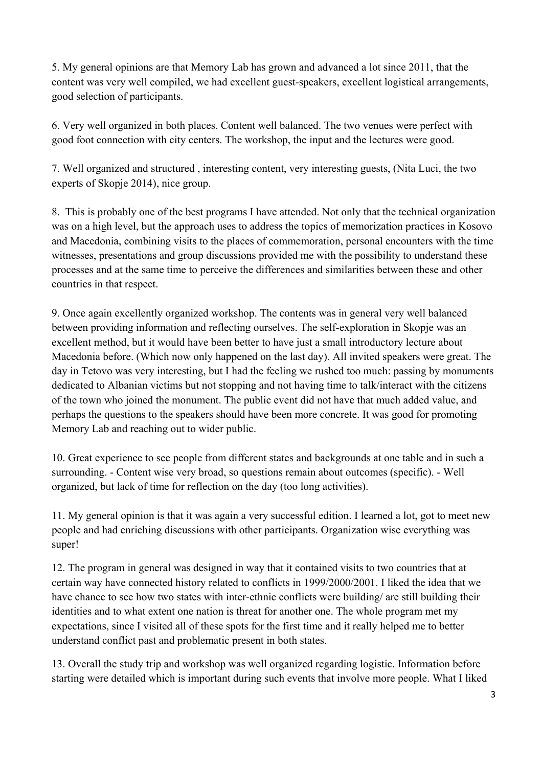5. My general opinions are that Memory Lab has grown and advanced a lot since 2011, that the content was very well compiled, we had excellent guest-speakers, excellent logistical arrangements, good selection of participants.

6. Very well organized in both places. Content well balanced. The two venues were perfect with good foot connection with city centers. The workshop, the input and the lectures were good.

7. Well organized and structured , interesting content, very interesting guests, (Nita Luci, the two experts of Skopje 2014), nice group.

8. This is probably one of the best programs I have attended. Not only that the technical organization was on a high level, but the approach uses to address the topics of memorization practices in Kosovo and Macedonia, combining visits to the places of commemoration, personal encounters with the time witnesses, presentations and group discussions provided me with the possibility to understand these processes and at the same time to perceive the differences and similarities between these and other countries in that respect.

9. Once again excellently organized workshop. The contents was in general very well balanced between providing information and reflecting ourselves. The self-exploration in Skopje was an excellent method, but it would have been better to have just a small introductory lecture about Macedonia before. (Which now only happened on the last day). All invited speakers were great. The day in Tetovo was very interesting, but I had the feeling we rushed too much: passing by monuments dedicated to Albanian victims but not stopping and not having time to talk/interact with the citizens of the town who joined the monument. The public event did not have that much added value, and perhaps the questions to the speakers should have been more concrete. It was good for promoting Memory Lab and reaching out to wider public.

10. Great experience to see people from different states and backgrounds at one table and in such a surrounding. - Content wise very broad, so questions remain about outcomes (specific). - Well organized, but lack of time for reflection on the day (too long activities).

11. My general opinion is that it was again a very successful edition. I learned a lot, got to meet new people and had enriching discussions with other participants. Organization wise everything was super!

12. The program in general was designed in way that it contained visits to two countries that at certain way have connected history related to conflicts in 1999/2000/2001. I liked the idea that we have chance to see how two states with inter-ethnic conflicts were building/ are still building their identities and to what extent one nation is threat for another one. The whole program met my expectations, since I visited all of these spots for the first time and it really helped me to better understand conflict past and problematic present in both states.

13. Overall the study trip and workshop was well organized regarding logistic. Information before starting were detailed which is important during such events that involve more people. What I liked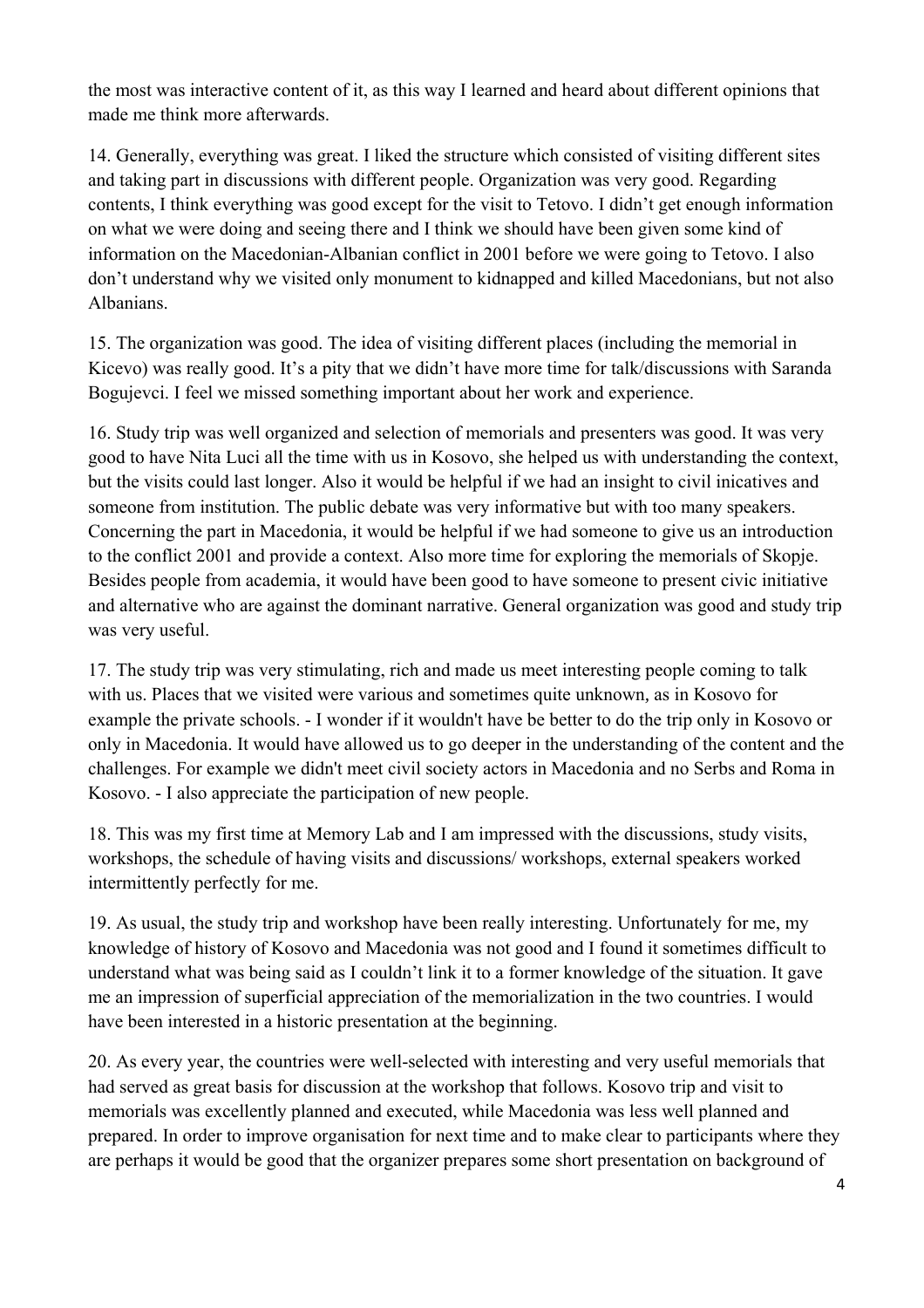the most was interactive content of it, as this way I learned and heard about different opinions that made me think more afterwards.

14. Generally, everything was great. I liked the structure which consisted of visiting different sites and taking part in discussions with different people. Organization was very good. Regarding contents, I think everything was good except for the visit to Tetovo. I didn't get enough information on what we were doing and seeing there and I think we should have been given some kind of information on the Macedonian-Albanian conflict in 2001 before we were going to Tetovo. I also don't understand why we visited only monument to kidnapped and killed Macedonians, but not also Albanians.

15. The organization was good. The idea of visiting different places (including the memorial in Kicevo) was really good. It's a pity that we didn't have more time for talk/discussions with Saranda Bogujevci. I feel we missed something important about her work and experience.

16. Study trip was well organized and selection of memorials and presenters was good. It was very good to have Nita Luci all the time with us in Kosovo, she helped us with understanding the context, but the visits could last longer. Also it would be helpful if we had an insight to civil inicatives and someone from institution. The public debate was very informative but with too many speakers. Concerning the part in Macedonia, it would be helpful if we had someone to give us an introduction to the conflict 2001 and provide a context. Also more time for exploring the memorials of Skopje. Besides people from academia, it would have been good to have someone to present civic initiative and alternative who are against the dominant narrative. General organization was good and study trip was very useful.

17. The study trip was very stimulating, rich and made us meet interesting people coming to talk with us. Places that we visited were various and sometimes quite unknown, as in Kosovo for example the private schools. - I wonder if it wouldn't have be better to do the trip only in Kosovo or only in Macedonia. It would have allowed us to go deeper in the understanding of the content and the challenges. For example we didn't meet civil society actors in Macedonia and no Serbs and Roma in Kosovo. - I also appreciate the participation of new people.

18. This was my first time at Memory Lab and I am impressed with the discussions, study visits, workshops, the schedule of having visits and discussions/ workshops, external speakers worked intermittently perfectly for me.

19. As usual, the study trip and workshop have been really interesting. Unfortunately for me, my knowledge of history of Kosovo and Macedonia was not good and I found it sometimes difficult to understand what was being said as I couldn't link it to a former knowledge of the situation. It gave me an impression of superficial appreciation of the memorialization in the two countries. I would have been interested in a historic presentation at the beginning.

20. As every year, the countries were well-selected with interesting and very useful memorials that had served as great basis for discussion at the workshop that follows. Kosovo trip and visit to memorials was excellently planned and executed, while Macedonia was less well planned and prepared. In order to improve organisation for next time and to make clear to participants where they are perhaps it would be good that the organizer prepares some short presentation on background of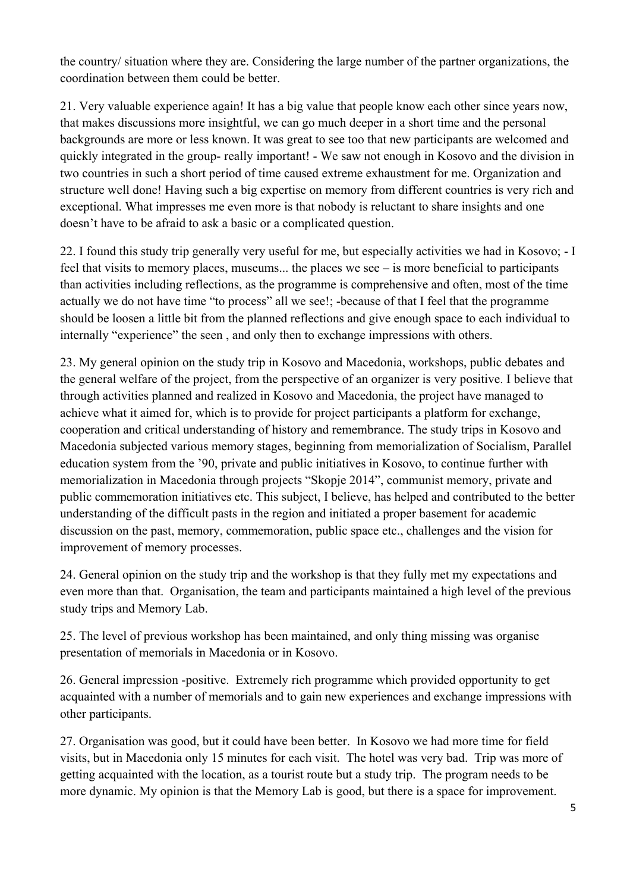the country/ situation where they are. Considering the large number of the partner organizations, the coordination between them could be better.

21. Very valuable experience again! It has a big value that people know each other since years now, that makes discussions more insightful, we can go much deeper in a short time and the personal backgrounds are more or less known. It was great to see too that new participants are welcomed and quickly integrated in the group- really important! - We saw not enough in Kosovo and the division in two countries in such a short period of time caused extreme exhaustment for me. Organization and structure well done! Having such a big expertise on memory from different countries is very rich and exceptional. What impresses me even more is that nobody is reluctant to share insights and one doesn't have to be afraid to ask a basic or a complicated question.

22. I found this study trip generally very useful for me, but especially activities we had in Kosovo; - I feel that visits to memory places, museums... the places we see – is more beneficial to participants than activities including reflections, as the programme is comprehensive and often, most of the time actually we do not have time "to process" all we see!; -because of that I feel that the programme should be loosen a little bit from the planned reflections and give enough space to each individual to internally "experience" the seen , and only then to exchange impressions with others.

23. My general opinion on the study trip in Kosovo and Macedonia, workshops, public debates and the general welfare of the project, from the perspective of an organizer is very positive. I believe that through activities planned and realized in Kosovo and Macedonia, the project have managed to achieve what it aimed for, which is to provide for project participants a platform for exchange, cooperation and critical understanding of history and remembrance. The study trips in Kosovo and Macedonia subjected various memory stages, beginning from memorialization of Socialism, Parallel education system from the '90, private and public initiatives in Kosovo, to continue further with memorialization in Macedonia through projects "Skopje 2014", communist memory, private and public commemoration initiatives etc. This subject, I believe, has helped and contributed to the better understanding of the difficult pasts in the region and initiated a proper basement for academic discussion on the past, memory, commemoration, public space etc., challenges and the vision for improvement of memory processes.

24. General opinion on the study trip and the workshop is that they fully met my expectations and even more than that. Organisation, the team and participants maintained a high level of the previous study trips and Memory Lab.

25. The level of previous workshop has been maintained, and only thing missing was organise presentation of memorials in Macedonia or in Kosovo.

26. General impression -positive. Extremely rich programme which provided opportunity to get acquainted with a number of memorials and to gain new experiences and exchange impressions with other participants.

27. Organisation was good, but it could have been better. In Kosovo we had more time for field visits, but in Macedonia only 15 minutes for each visit. The hotel was very bad. Trip was more of getting acquainted with the location, as a tourist route but a study trip. The program needs to be more dynamic. My opinion is that the Memory Lab is good, but there is a space for improvement.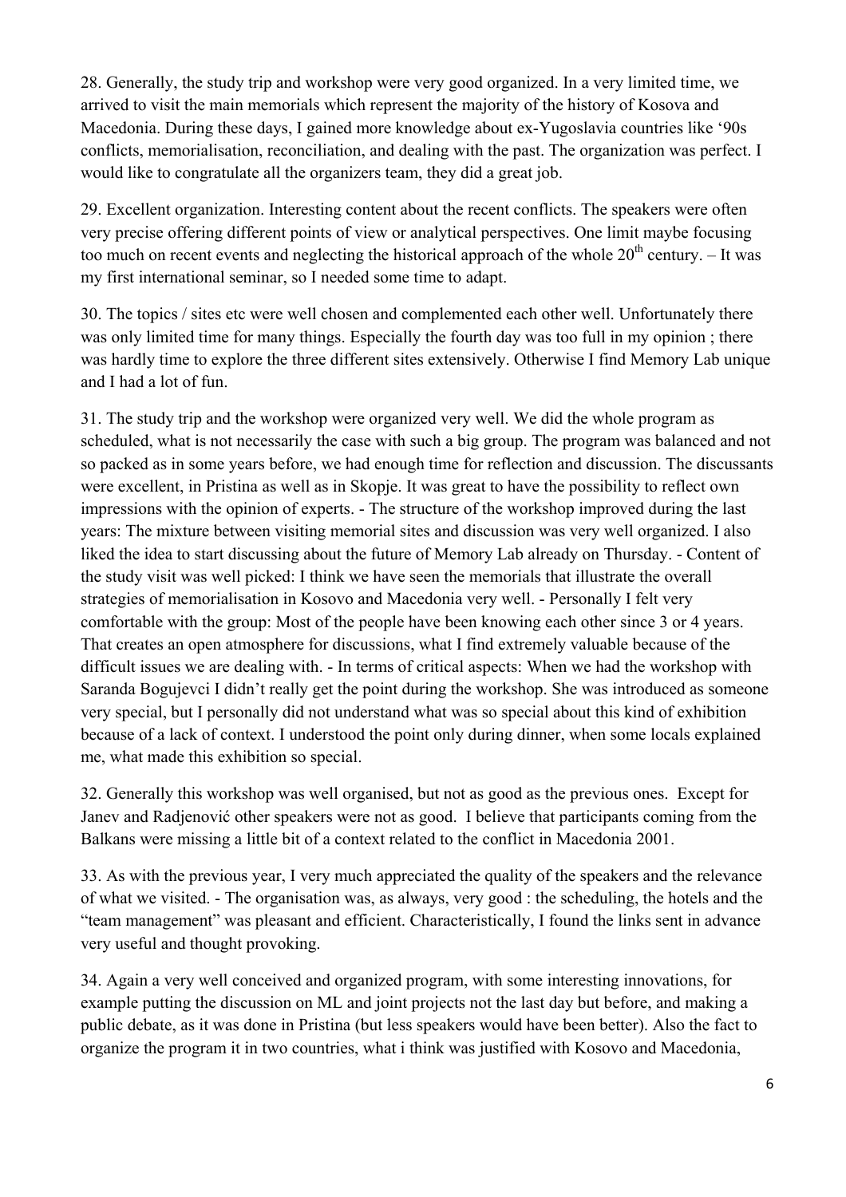28. Generally, the study trip and workshop were very good organized. In a very limited time, we arrived to visit the main memorials which represent the majority of the history of Kosova and Macedonia. During these days, I gained more knowledge about ex-Yugoslavia countries like '90s conflicts, memorialisation, reconciliation, and dealing with the past. The organization was perfect. I would like to congratulate all the organizers team, they did a great job.

29. Excellent organization. Interesting content about the recent conflicts. The speakers were often very precise offering different points of view or analytical perspectives. One limit maybe focusing too much on recent events and neglecting the historical approach of the whole 20th century. – It was my first international seminar, so I needed some time to adapt.

30. The topics / sites etc were well chosen and complemented each other well. Unfortunately there was only limited time for many things. Especially the fourth day was too full in my opinion ; there was hardly time to explore the three different sites extensively. Otherwise I find Memory Lab unique and I had a lot of fun.

31. The study trip and the workshop were organized very well. We did the whole program as scheduled, what is not necessarily the case with such a big group. The program was balanced and not so packed as in some years before, we had enough time for reflection and discussion. The discussants were excellent, in Pristina as well as in Skopje. It was great to have the possibility to reflect own impressions with the opinion of experts. - The structure of the workshop improved during the last years: The mixture between visiting memorial sites and discussion was very well organized. I also liked the idea to start discussing about the future of Memory Lab already on Thursday. - Content of the study visit was well picked: I think we have seen the memorials that illustrate the overall strategies of memorialisation in Kosovo and Macedonia very well. - Personally I felt very comfortable with the group: Most of the people have been knowing each other since 3 or 4 years. That creates an open atmosphere for discussions, what I find extremely valuable because of the difficult issues we are dealing with. - In terms of critical aspects: When we had the workshop with Saranda Bogujevci I didn't really get the point during the workshop. She was introduced as someone very special, but I personally did not understand what was so special about this kind of exhibition because of a lack of context. I understood the point only during dinner, when some locals explained me, what made this exhibition so special.

32. Generally this workshop was well organised, but not as good as the previous ones. Except for Janev and Radjenović other speakers were not as good. I believe that participants coming from the Balkans were missing a little bit of a context related to the conflict in Macedonia 2001.

33. As with the previous year, I very much appreciated the quality of the speakers and the relevance of what we visited. - The organisation was, as always, very good : the scheduling, the hotels and the "team management" was pleasant and efficient. Characteristically, I found the links sent in advance very useful and thought provoking.

34. Again a very well conceived and organized program, with some interesting innovations, for example putting the discussion on ML and joint projects not the last day but before, and making a public debate, as it was done in Pristina (but less speakers would have been better). Also the fact to organize the program it in two countries, what i think was justified with Kosovo and Macedonia,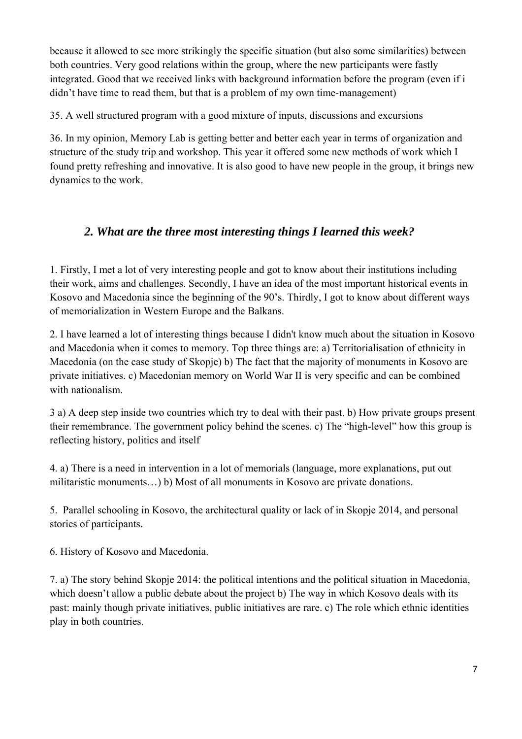because it allowed to see more strikingly the specific situation (but also some similarities) between both countries. Very good relations within the group, where the new participants were fastly integrated. Good that we received links with background information before the program (even if i didn't have time to read them, but that is a problem of my own time-management)

35. A well structured program with a good mixture of inputs, discussions and excursions

36. In my opinion, Memory Lab is getting better and better each year in terms of organization and structure of the study trip and workshop. This year it offered some new methods of work which I found pretty refreshing and innovative. It is also good to have new people in the group, it brings new dynamics to the work.

## *2. What are the three most interesting things I learned this week?*

1. Firstly, I met a lot of very interesting people and got to know about their institutions including their work, aims and challenges. Secondly, I have an idea of the most important historical events in Kosovo and Macedonia since the beginning of the 90's. Thirdly, I got to know about different ways of memorialization in Western Europe and the Balkans.

2. I have learned a lot of interesting things because I didn't know much about the situation in Kosovo and Macedonia when it comes to memory. Top three things are: a) Territorialisation of ethnicity in Macedonia (on the case study of Skopje) b) The fact that the majority of monuments in Kosovo are private initiatives. c) Macedonian memory on World War II is very specific and can be combined with nationalism.

3 a) A deep step inside two countries which try to deal with their past. b) How private groups present their remembrance. The government policy behind the scenes. c) The "high-level" how this group is reflecting history, politics and itself

4. a) There is a need in intervention in a lot of memorials (language, more explanations, put out militaristic monuments…) b) Most of all monuments in Kosovo are private donations.

5. Parallel schooling in Kosovo, the architectural quality or lack of in Skopje 2014, and personal stories of participants.

6. History of Kosovo and Macedonia.

7. a) The story behind Skopje 2014: the political intentions and the political situation in Macedonia, which doesn't allow a public debate about the project b) The way in which Kosovo deals with its past: mainly though private initiatives, public initiatives are rare. c) The role which ethnic identities play in both countries.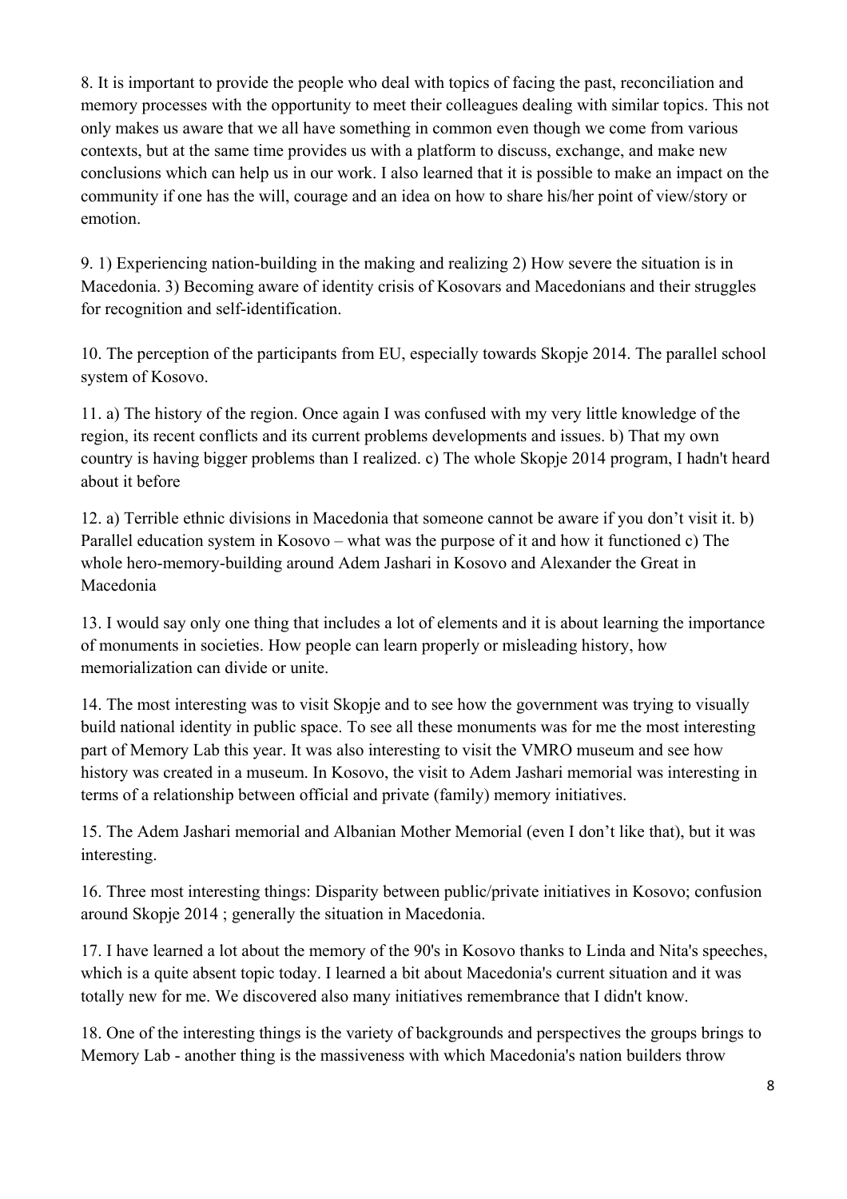8. It is important to provide the people who deal with topics of facing the past, reconciliation and memory processes with the opportunity to meet their colleagues dealing with similar topics. This not only makes us aware that we all have something in common even though we come from various contexts, but at the same time provides us with a platform to discuss, exchange, and make new conclusions which can help us in our work. I also learned that it is possible to make an impact on the community if one has the will, courage and an idea on how to share his/her point of view/story or emotion.

9. 1) Experiencing nation-building in the making and realizing 2) How severe the situation is in Macedonia. 3) Becoming aware of identity crisis of Kosovars and Macedonians and their struggles for recognition and self-identification.

10. The perception of the participants from EU, especially towards Skopje 2014. The parallel school system of Kosovo.

11. a) The history of the region. Once again I was confused with my very little knowledge of the region, its recent conflicts and its current problems developments and issues. b) That my own country is having bigger problems than I realized. c) The whole Skopje 2014 program, I hadn't heard about it before

12. a) Terrible ethnic divisions in Macedonia that someone cannot be aware if you don't visit it. b) Parallel education system in Kosovo – what was the purpose of it and how it functioned c) The whole hero-memory-building around Adem Jashari in Kosovo and Alexander the Great in Macedonia

13. I would say only one thing that includes a lot of elements and it is about learning the importance of monuments in societies. How people can learn properly or misleading history, how memorialization can divide or unite.

14. The most interesting was to visit Skopje and to see how the government was trying to visually build national identity in public space. To see all these monuments was for me the most interesting part of Memory Lab this year. It was also interesting to visit the VMRO museum and see how history was created in a museum. In Kosovo, the visit to Adem Jashari memorial was interesting in terms of a relationship between official and private (family) memory initiatives.

15. The Adem Jashari memorial and Albanian Mother Memorial (even I don't like that), but it was interesting.

16. Three most interesting things: Disparity between public/private initiatives in Kosovo; confusion around Skopje 2014 ; generally the situation in Macedonia.

17. I have learned a lot about the memory of the 90's in Kosovo thanks to Linda and Nita's speeches, which is a quite absent topic today. I learned a bit about Macedonia's current situation and it was totally new for me. We discovered also many initiatives remembrance that I didn't know.

18. One of the interesting things is the variety of backgrounds and perspectives the groups brings to Memory Lab - another thing is the massiveness with which Macedonia's nation builders throw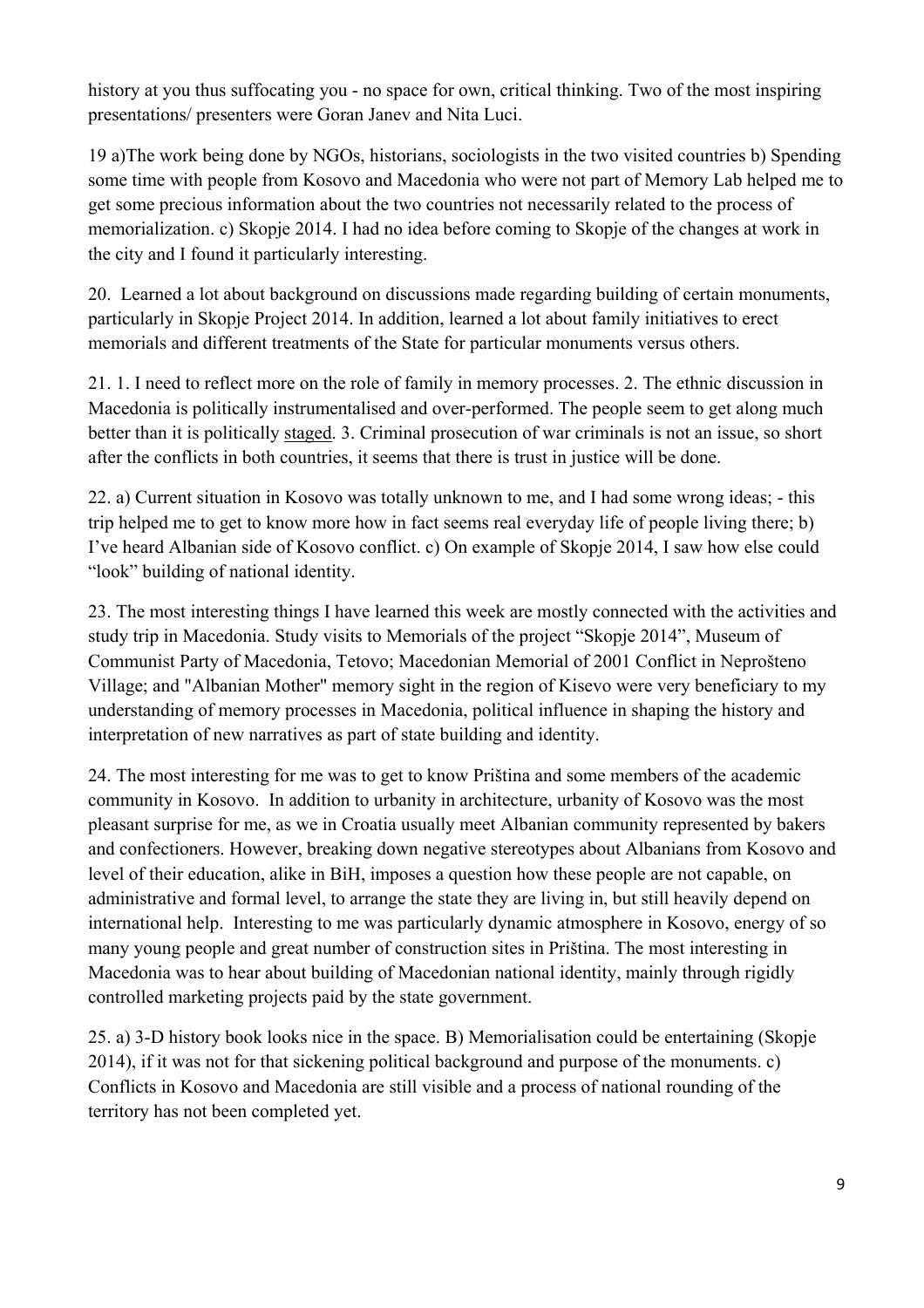history at you thus suffocating you - no space for own, critical thinking. Two of the most inspiring presentations/ presenters were Goran Janev and Nita Luci.

19 a)The work being done by NGOs, historians, sociologists in the two visited countries b) Spending some time with people from Kosovo and Macedonia who were not part of Memory Lab helped me to get some precious information about the two countries not necessarily related to the process of memorialization. c) Skopje 2014. I had no idea before coming to Skopje of the changes at work in the city and I found it particularly interesting.

20. Learned a lot about background on discussions made regarding building of certain monuments, particularly in Skopje Project 2014. In addition, learned a lot about family initiatives to erect memorials and different treatments of the State for particular monuments versus others.

21. 1. I need to reflect more on the role of family in memory processes. 2. The ethnic discussion in Macedonia is politically instrumentalised and over-performed. The people seem to get along much better than it is politically <u>staged</u>. 3. Criminal prosecution of war criminals is not an issue, so short after the conflicts in both countries, it seems that there is trust in justice will be done.

22. a) Current situation in Kosovo was totally unknown to me, and I had some wrong ideas; - this trip helped me to get to know more how in fact seems real everyday life of people living there; b) I've heard Albanian side of Kosovo conflict. c) On example of Skopje 2014, I saw how else could "look" building of national identity.

23. The most interesting things I have learned this week are mostly connected with the activities and study trip in Macedonia. Study visits to Memorials of the project "Skopje 2014", Museum of Communist Party of Macedonia, Tetovo; Macedonian Memorial of 2001 Conflict in Neprošteno Village; and "Albanian Mother" memory sight in the region of Kisevo were very beneficiary to my understanding of memory processes in Macedonia, political influence in shaping the history and interpretation of new narratives as part of state building and identity.

24. The most interesting for me was to get to know Priština and some members of the academic community in Kosovo. In addition to urbanity in architecture, urbanity of Kosovo was the most pleasant surprise for me, as we in Croatia usually meet Albanian community represented by bakers and confectioners. However, breaking down negative stereotypes about Albanians from Kosovo and level of their education, alike in BiH, imposes a question how these people are not capable, on administrative and formal level, to arrange the state they are living in, but still heavily depend on international help. Interesting to me was particularly dynamic atmosphere in Kosovo, energy of so many young people and great number of construction sites in Priština. The most interesting in Macedonia was to hear about building of Macedonian national identity, mainly through rigidly controlled marketing projects paid by the state government.

25. a) 3-D history book looks nice in the space. B) Memorialisation could be entertaining (Skopje 2014), if it was not for that sickening political background and purpose of the monuments. c) Conflicts in Kosovo and Macedonia are still visible and a process of national rounding of the territory has not been completed yet.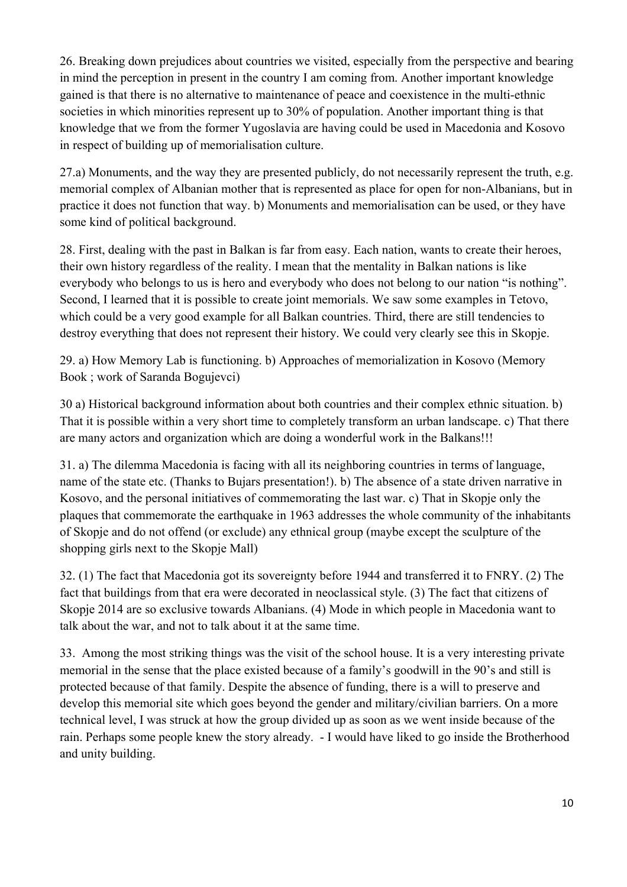26. Breaking down prejudices about countries we visited, especially from the perspective and bearing in mind the perception in present in the country I am coming from. Another important knowledge gained is that there is no alternative to maintenance of peace and coexistence in the multi-ethnic societies in which minorities represent up to 30% of population. Another important thing is that knowledge that we from the former Yugoslavia are having could be used in Macedonia and Kosovo in respect of building up of memorialisation culture.

27.a) Monuments, and the way they are presented publicly, do not necessarily represent the truth, e.g. memorial complex of Albanian mother that is represented as place for open for non-Albanians, but in practice it does not function that way. b) Monuments and memorialisation can be used, or they have some kind of political background.

28. First, dealing with the past in Balkan is far from easy. Each nation, wants to create their heroes, their own history regardless of the reality. I mean that the mentality in Balkan nations is like everybody who belongs to us is hero and everybody who does not belong to our nation "is nothing". Second, I learned that it is possible to create joint memorials. We saw some examples in Tetovo, which could be a very good example for all Balkan countries. Third, there are still tendencies to destroy everything that does not represent their history. We could very clearly see this in Skopje.

29. a) How Memory Lab is functioning. b) Approaches of memorialization in Kosovo (Memory Book ; work of Saranda Bogujevci)

30 a) Historical background information about both countries and their complex ethnic situation. b) That it is possible within a very short time to completely transform an urban landscape. c) That there are many actors and organization which are doing a wonderful work in the Balkans!!!

31. a) The dilemma Macedonia is facing with all its neighboring countries in terms of language, name of the state etc. (Thanks to Bujars presentation!). b) The absence of a state driven narrative in Kosovo, and the personal initiatives of commemorating the last war. c) That in Skopje only the plaques that commemorate the earthquake in 1963 addresses the whole community of the inhabitants of Skopje and do not offend (or exclude) any ethnical group (maybe except the sculpture of the shopping girls next to the Skopje Mall)

32. (1) The fact that Macedonia got its sovereignty before 1944 and transferred it to FNRY. (2) The fact that buildings from that era were decorated in neoclassical style. (3) The fact that citizens of Skopje 2014 are so exclusive towards Albanians. (4) Mode in which people in Macedonia want to talk about the war, and not to talk about it at the same time.

33. Among the most striking things was the visit of the school house. It is a very interesting private memorial in the sense that the place existed because of a family's goodwill in the 90's and still is protected because of that family. Despite the absence of funding, there is a will to preserve and develop this memorial site which goes beyond the gender and military/civilian barriers. On a more technical level, I was struck at how the group divided up as soon as we went inside because of the rain. Perhaps some people knew the story already. - I would have liked to go inside the Brotherhood and unity building.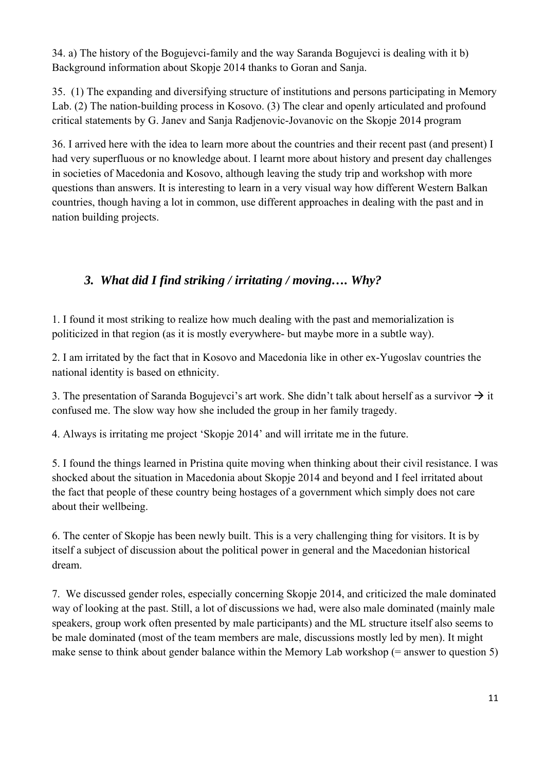34. a) The history of the Bogujevci-family and the way Saranda Bogujevci is dealing with it b) Background information about Skopje 2014 thanks to Goran and Sanja.

35. (1) The expanding and diversifying structure of institutions and persons participating in Memory Lab. (2) The nation-building process in Kosovo. (3) The clear and openly articulated and profound critical statements by G. Janev and Sanja Radjenovic-Jovanovic on the Skopje 2014 program

36. I arrived here with the idea to learn more about the countries and their recent past (and present) I had very superfluous or no knowledge about. I learnt more about history and present day challenges in societies of Macedonia and Kosovo, although leaving the study trip and workshop with more questions than answers. It is interesting to learn in a very visual way how different Western Balkan countries, though having a lot in common, use different approaches in dealing with the past and in nation building projects.

### *3. What did I find striking / irritating / moving…. Why?*

1. I found it most striking to realize how much dealing with the past and memorialization is politicized in that region (as it is mostly everywhere- but maybe more in a subtle way).

2. I am irritated by the fact that in Kosovo and Macedonia like in other ex-Yugoslav countries the national identity is based on ethnicity.

3. The presentation of Saranda Bogujevci's art work. She didn't talk about herself as a survivor → it confused me. The slow way how she included the group in her family tragedy.

4. Always is irritating me project 'Skopje 2014' and will irritate me in the future.

5. I found the things learned in Pristina quite moving when thinking about their civil resistance. I was shocked about the situation in Macedonia about Skopje 2014 and beyond and I feel irritated about the fact that people of these country being hostages of a government which simply does not care about their wellbeing.

6. The center of Skopje has been newly built. This is a very challenging thing for visitors. It is by itself a subject of discussion about the political power in general and the Macedonian historical dream.

7. We discussed gender roles, especially concerning Skopje 2014, and criticized the male dominated way of looking at the past. Still, a lot of discussions we had, were also male dominated (mainly male speakers, group work often presented by male participants) and the ML structure itself also seems to be male dominated (most of the team members are male, discussions mostly led by men). It might make sense to think about gender balance within the Memory Lab workshop (= answer to question 5)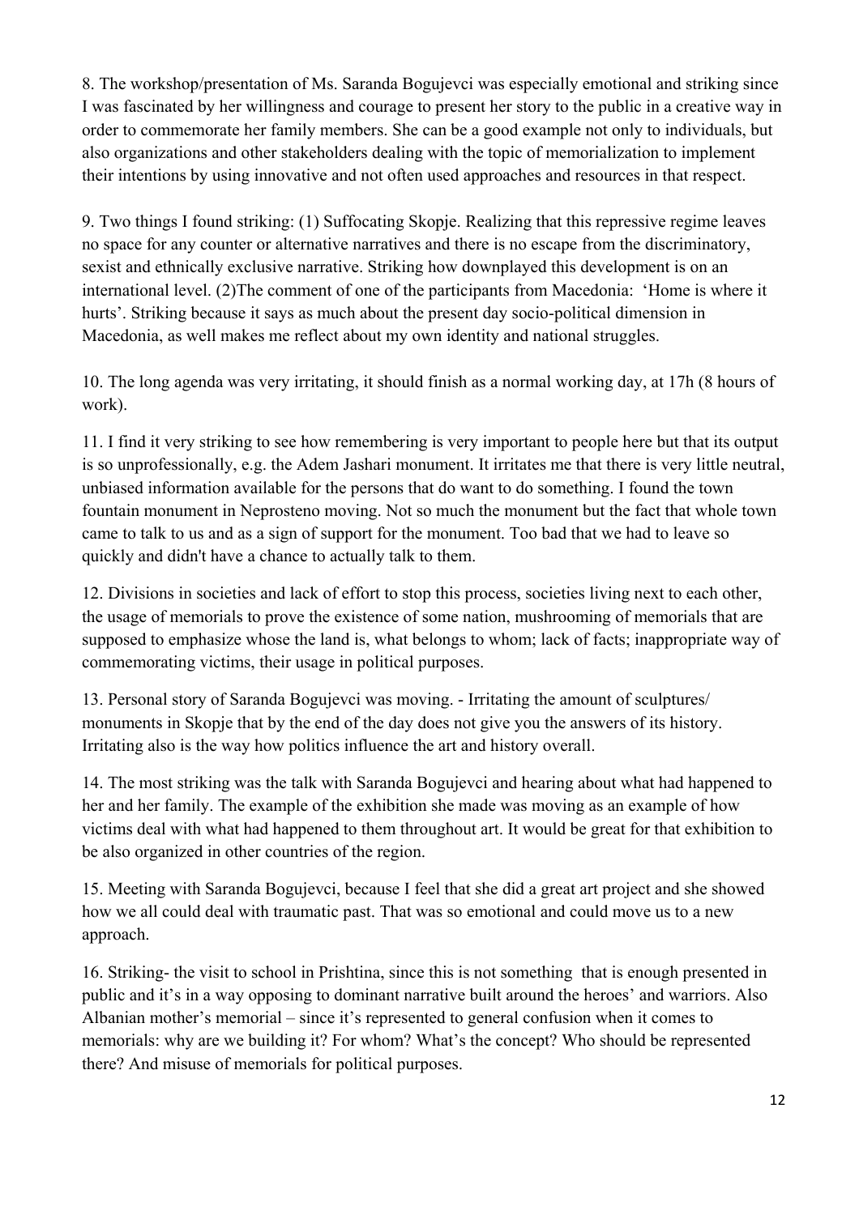8. The workshop/presentation of Ms. Saranda Bogujevci was especially emotional and striking since I was fascinated by her willingness and courage to present her story to the public in a creative way in order to commemorate her family members. She can be a good example not only to individuals, but also organizations and other stakeholders dealing with the topic of memorialization to implement their intentions by using innovative and not often used approaches and resources in that respect.

9. Two things I found striking: (1) Suffocating Skopje. Realizing that this repressive regime leaves no space for any counter or alternative narratives and there is no escape from the discriminatory, sexist and ethnically exclusive narrative. Striking how downplayed this development is on an international level. (2)The comment of one of the participants from Macedonia: 'Home is where it hurts'. Striking because it says as much about the present day socio-political dimension in Macedonia, as well makes me reflect about my own identity and national struggles.

10. The long agenda was very irritating, it should finish as a normal working day, at 17h (8 hours of work).

11. I find it very striking to see how remembering is very important to people here but that its output is so unprofessionally, e.g. the Adem Jashari monument. It irritates me that there is very little neutral, unbiased information available for the persons that do want to do something. I found the town fountain monument in Neprosteno moving. Not so much the monument but the fact that whole town came to talk to us and as a sign of support for the monument. Too bad that we had to leave so quickly and didn't have a chance to actually talk to them.

12. Divisions in societies and lack of effort to stop this process, societies living next to each other, the usage of memorials to prove the existence of some nation, mushrooming of memorials that are supposed to emphasize whose the land is, what belongs to whom; lack of facts; inappropriate way of commemorating victims, their usage in political purposes.

13. Personal story of Saranda Bogujevci was moving. - Irritating the amount of sculptures/ monuments in Skopje that by the end of the day does not give you the answers of its history. Irritating also is the way how politics influence the art and history overall.

14. The most striking was the talk with Saranda Bogujevci and hearing about what had happened to her and her family. The example of the exhibition she made was moving as an example of how victims deal with what had happened to them throughout art. It would be great for that exhibition to be also organized in other countries of the region.

15. Meeting with Saranda Bogujevci, because I feel that she did a great art project and she showed how we all could deal with traumatic past. That was so emotional and could move us to a new approach.

16. Striking- the visit to school in Prishtina, since this is not something that is enough presented in public and it's in a way opposing to dominant narrative built around the heroes' and warriors. Also Albanian mother's memorial – since it's represented to general confusion when it comes to memorials: why are we building it? For whom? What's the concept? Who should be represented there? And misuse of memorials for political purposes.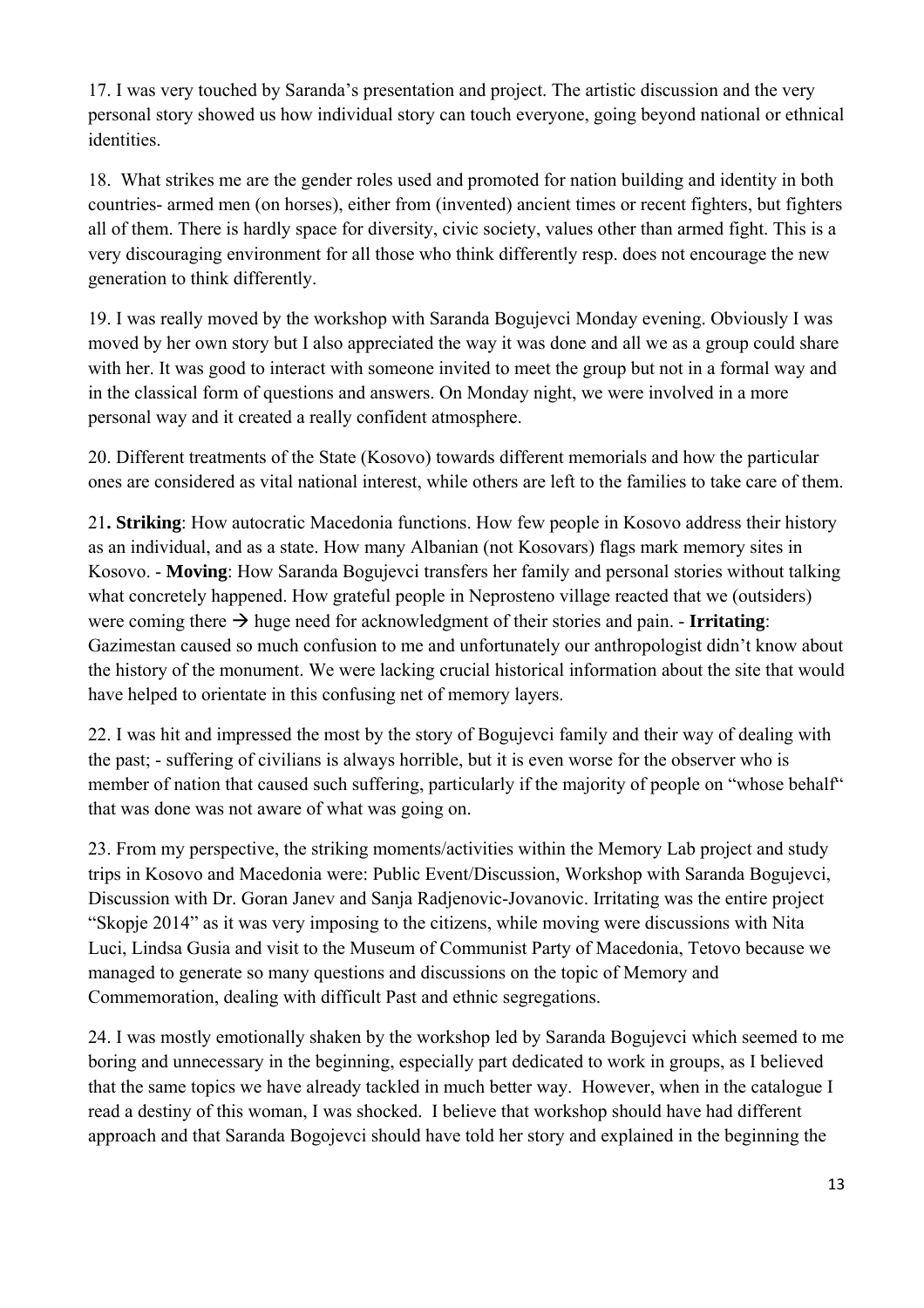17. I was very touched by Saranda's presentation and project. The artistic discussion and the very personal story showed us how individual story can touch everyone, going beyond national or ethnical identities.

18. What strikes me are the gender roles used and promoted for nation building and identity in both countries- armed men (on horses), either from (invented) ancient times or recent fighters, but fighters all of them. There is hardly space for diversity, civic society, values other than armed fight. This is a very discouraging environment for all those who think differently resp. does not encourage the new generation to think differently.

19. I was really moved by the workshop with Saranda Bogujevci Monday evening. Obviously I was moved by her own story but I also appreciated the way it was done and all we as a group could share with her. It was good to interact with someone invited to meet the group but not in a formal way and in the classical form of questions and answers. On Monday night, we were involved in a more personal way and it created a really confident atmosphere.

20. Different treatments of the State (Kosovo) towards different memorials and how the particular ones are considered as vital national interest, while others are left to the families to take care of them.

21**. Striking**: How autocratic Macedonia functions. How few people in Kosovo address their history as an individual, and as a state. How many Albanian (not Kosovars) flags mark memory sites in Kosovo. - **Moving**: How Saranda Bogujevci transfers her family and personal stories without talking what concretely happened. How grateful people in Neprosteno village reacted that we (outsiders) were coming there → huge need for acknowledgment of their stories and pain. - **Irritating**: Gazimestan caused so much confusion to me and unfortunately our anthropologist didn't know about the history of the monument. We were lacking crucial historical information about the site that would have helped to orientate in this confusing net of memory layers.

22. I was hit and impressed the most by the story of Bogujevci family and their way of dealing with the past; - suffering of civilians is always horrible, but it is even worse for the observer who is member of nation that caused such suffering, particularly if the majority of people on "whose behalf" that was done was not aware of what was going on.

23. From my perspective, the striking moments/activities within the Memory Lab project and study trips in Kosovo and Macedonia were: Public Event/Discussion, Workshop with Saranda Bogujevci, Discussion with Dr. Goran Janev and Sanja Radjenovic-Jovanovic. Irritating was the entire project "Skopje 2014" as it was very imposing to the citizens, while moving were discussions with Nita Luci, Lindsa Gusia and visit to the Museum of Communist Party of Macedonia, Tetovo because we managed to generate so many questions and discussions on the topic of Memory and Commemoration, dealing with difficult Past and ethnic segregations.

24. I was mostly emotionally shaken by the workshop led by Saranda Bogujevci which seemed to me boring and unnecessary in the beginning, especially part dedicated to work in groups, as I believed that the same topics we have already tackled in much better way. However, when in the catalogue I read a destiny of this woman, I was shocked. I believe that workshop should have had different approach and that Saranda Bogojevci should have told her story and explained in the beginning the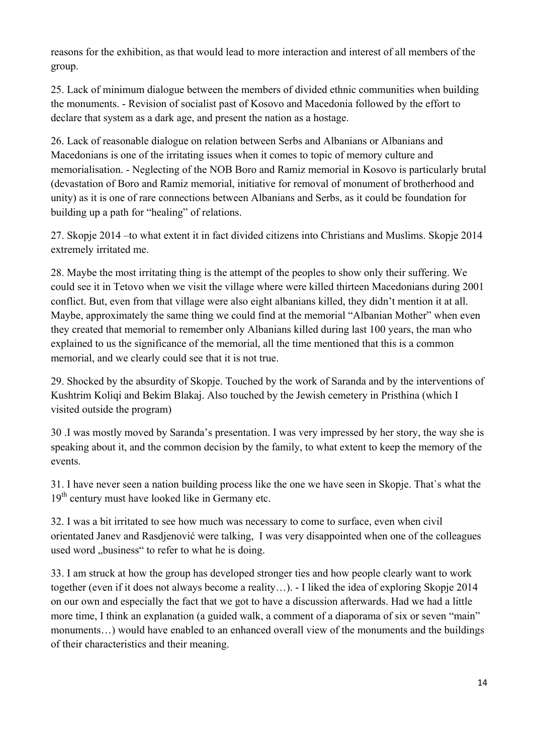reasons for the exhibition, as that would lead to more interaction and interest of all members of the group.

25. Lack of minimum dialogue between the members of divided ethnic communities when building the monuments. - Revision of socialist past of Kosovo and Macedonia followed by the effort to declare that system as a dark age, and present the nation as a hostage.

26. Lack of reasonable dialogue on relation between Serbs and Albanians or Albanians and Macedonians is one of the irritating issues when it comes to topic of memory culture and memorialisation. - Neglecting of the NOB Boro and Ramiz memorial in Kosovo is particularly brutal (devastation of Boro and Ramiz memorial, initiative for removal of monument of brotherhood and unity) as it is one of rare connections between Albanians and Serbs, as it could be foundation for building up a path for "healing" of relations.

27. Skopje 2014 –to what extent it in fact divided citizens into Christians and Muslims. Skopje 2014 extremely irritated me.

28. Maybe the most irritating thing is the attempt of the peoples to show only their suffering. We could see it in Tetovo when we visit the village where were killed thirteen Macedonians during 2001 conflict. But, even from that village were also eight albanians killed, they didn't mention it at all. Maybe, approximately the same thing we could find at the memorial "Albanian Mother" when even they created that memorial to remember only Albanians killed during last 100 years, the man who explained to us the significance of the memorial, all the time mentioned that this is a common memorial, and we clearly could see that it is not true.

29. Shocked by the absurdity of Skopje. Touched by the work of Saranda and by the interventions of Kushtrim Koliqi and Bekim Blakaj. Also touched by the Jewish cemetery in Pristhina (which I visited outside the program)

30 .I was mostly moved by Saranda's presentation. I was very impressed by her story, the way she is speaking about it, and the common decision by the family, to what extent to keep the memory of the events.

31. I have never seen a nation building process like the one we have seen in Skopje. That`s what the 19th century must have looked like in Germany etc.

32. I was a bit irritated to see how much was necessary to come to surface, even when civil orientated Janev and Rasdjenović were talking, I was very disappointed when one of the colleagues used word „business" to refer to what he is doing.

33. I am struck at how the group has developed stronger ties and how people clearly want to work together (even if it does not always become a reality…). - I liked the idea of exploring Skopje 2014 on our own and especially the fact that we got to have a discussion afterwards. Had we had a little more time, I think an explanation (a guided walk, a comment of a diaporama of six or seven "main" monuments…) would have enabled to an enhanced overall view of the monuments and the buildings of their characteristics and their meaning.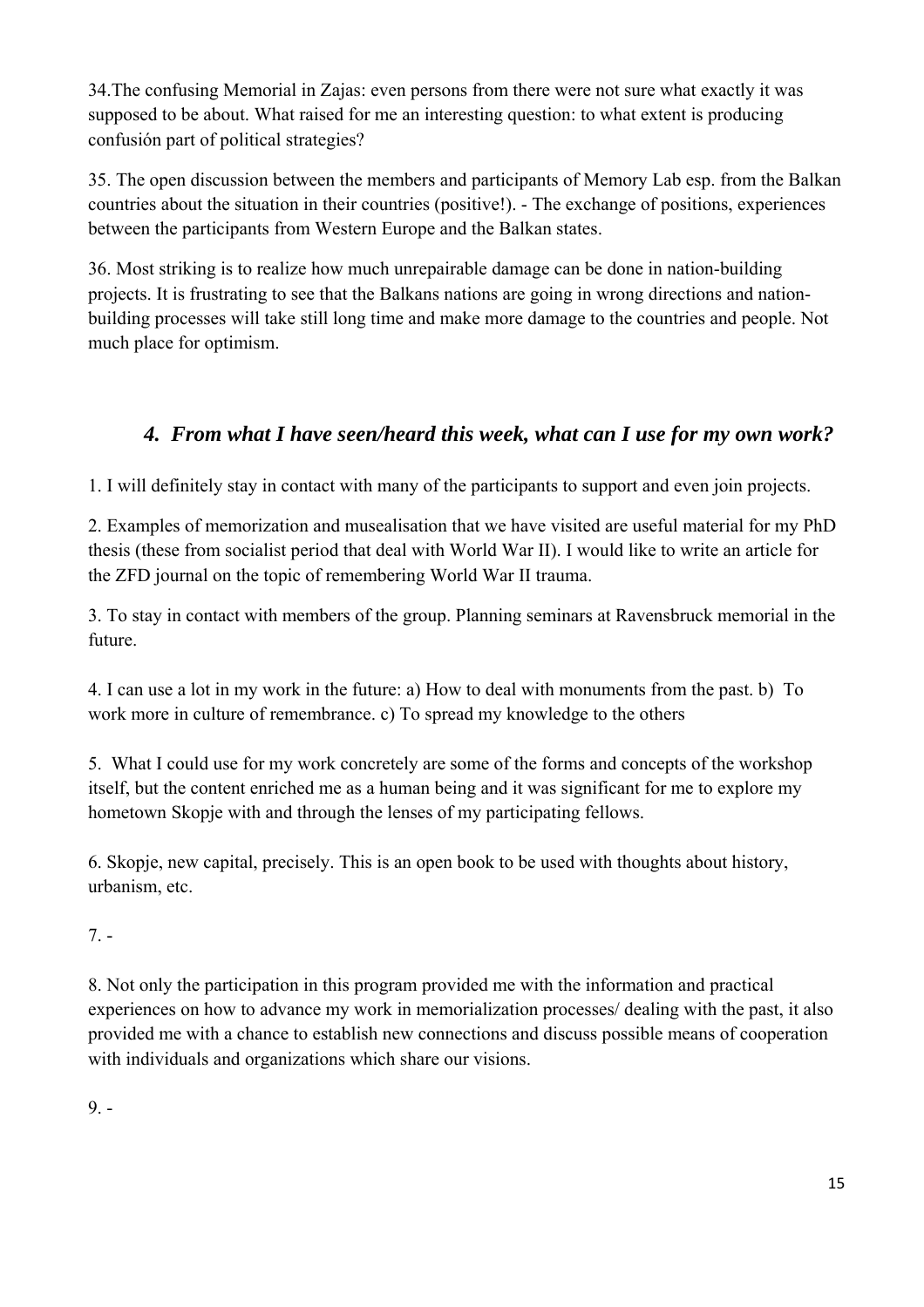34.The confusing Memorial in Zajas: even persons from there were not sure what exactly it was supposed to be about. What raised for me an interesting question: to what extent is producing confusión part of political strategies?

35. The open discussion between the members and participants of Memory Lab esp. from the Balkan countries about the situation in their countries (positive!). - The exchange of positions, experiences between the participants from Western Europe and the Balkan states.

36. Most striking is to realize how much unrepairable damage can be done in nation-building projects. It is frustrating to see that the Balkans nations are going in wrong directions and nation-building processes will take still long time and make more damage to the countries and people. Not much place for optimism.

## *4. From what I have seen/heard this week, what can I use for my own work?*

1. I will definitely stay in contact with many of the participants to support and even join projects.

2. Examples of memorization and musealisation that we have visited are useful material for my PhD thesis (these from socialist period that deal with World War II). I would like to write an article for the ZFD journal on the topic of remembering World War II trauma.

3. To stay in contact with members of the group. Planning seminars at Ravensbruck memorial in the future.

4. I can use a lot in my work in the future: a) How to deal with monuments from the past. b) To work more in culture of remembrance. c) To spread my knowledge to the others

5. What I could use for my work concretely are some of the forms and concepts of the workshop itself, but the content enriched me as a human being and it was significant for me to explore my hometown Skopje with and through the lenses of my participating fellows.

6. Skopje, new capital, precisely. This is an open book to be used with thoughts about history, urbanism, etc.

7. -

8. Not only the participation in this program provided me with the information and practical experiences on how to advance my work in memorialization processes/ dealing with the past, it also provided me with a chance to establish new connections and discuss possible means of cooperation with individuals and organizations which share our visions.

9. -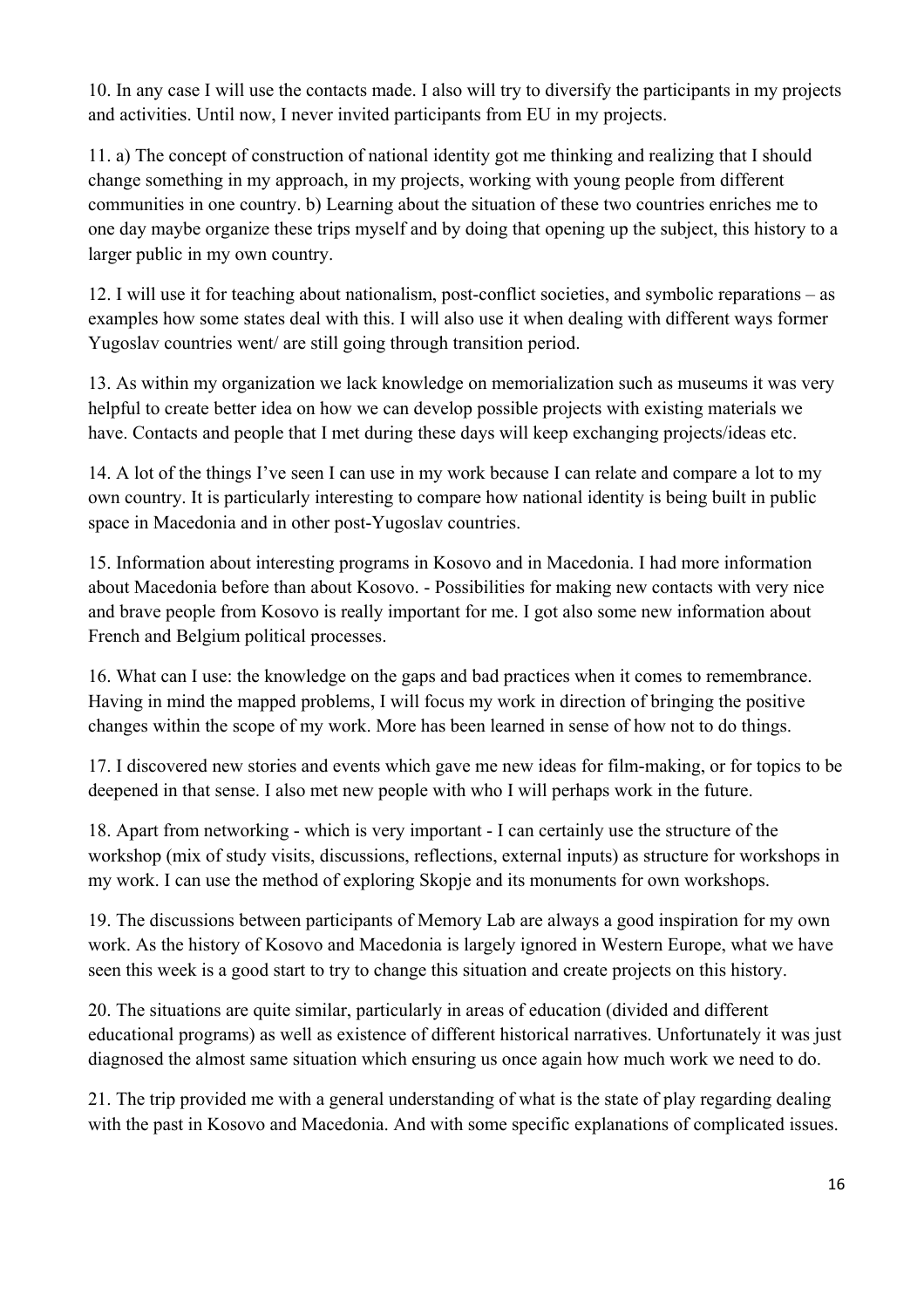10. In any case I will use the contacts made. I also will try to diversify the participants in my projects and activities. Until now, I never invited participants from EU in my projects.

11. a) The concept of construction of national identity got me thinking and realizing that I should change something in my approach, in my projects, working with young people from different communities in one country. b) Learning about the situation of these two countries enriches me to one day maybe organize these trips myself and by doing that opening up the subject, this history to a larger public in my own country.

12. I will use it for teaching about nationalism, post-conflict societies, and symbolic reparations – as examples how some states deal with this. I will also use it when dealing with different ways former Yugoslav countries went/ are still going through transition period.

13. As within my organization we lack knowledge on memorialization such as museums it was very helpful to create better idea on how we can develop possible projects with existing materials we have. Contacts and people that I met during these days will keep exchanging projects/ideas etc.

14. A lot of the things I've seen I can use in my work because I can relate and compare a lot to my own country. It is particularly interesting to compare how national identity is being built in public space in Macedonia and in other post-Yugoslav countries.

15. Information about interesting programs in Kosovo and in Macedonia. I had more information about Macedonia before than about Kosovo. - Possibilities for making new contacts with very nice and brave people from Kosovo is really important for me. I got also some new information about French and Belgium political processes.

16. What can I use: the knowledge on the gaps and bad practices when it comes to remembrance. Having in mind the mapped problems, I will focus my work in direction of bringing the positive changes within the scope of my work. More has been learned in sense of how not to do things.

17. I discovered new stories and events which gave me new ideas for film-making, or for topics to be deepened in that sense. I also met new people with who I will perhaps work in the future.

18. Apart from networking - which is very important - I can certainly use the structure of the workshop (mix of study visits, discussions, reflections, external inputs) as structure for workshops in my work. I can use the method of exploring Skopje and its monuments for own workshops.

19. The discussions between participants of Memory Lab are always a good inspiration for my own work. As the history of Kosovo and Macedonia is largely ignored in Western Europe, what we have seen this week is a good start to try to change this situation and create projects on this history.

20. The situations are quite similar, particularly in areas of education (divided and different educational programs) as well as existence of different historical narratives. Unfortunately it was just diagnosed the almost same situation which ensuring us once again how much work we need to do.

21. The trip provided me with a general understanding of what is the state of play regarding dealing with the past in Kosovo and Macedonia. And with some specific explanations of complicated issues.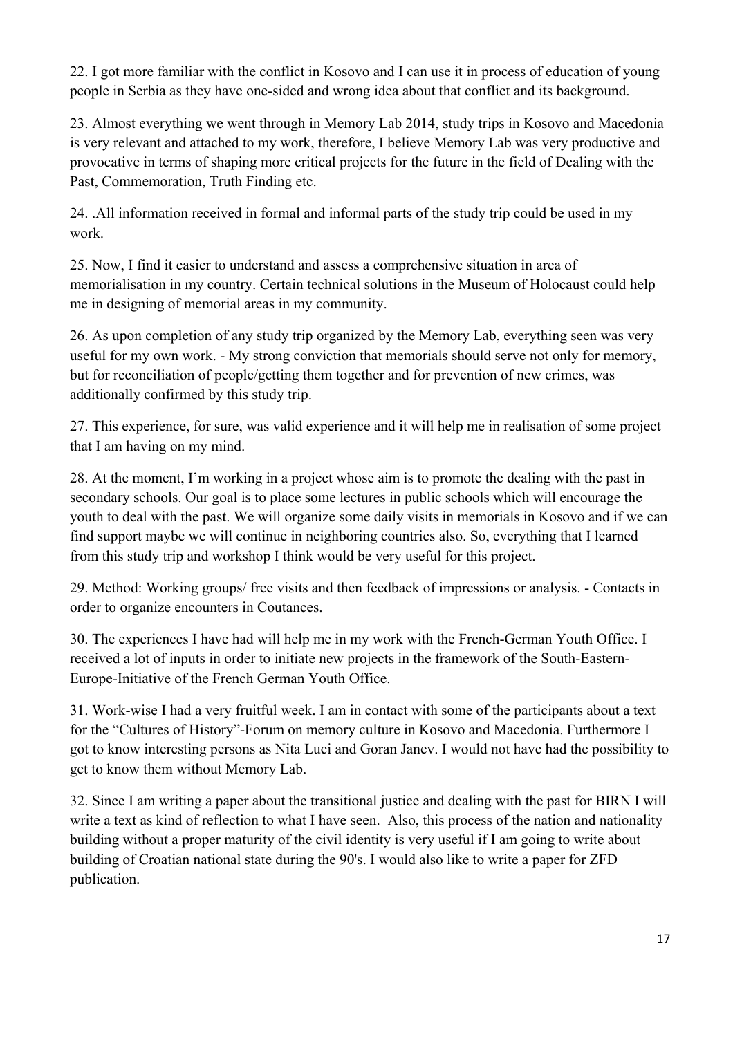22. I got more familiar with the conflict in Kosovo and I can use it in process of education of young people in Serbia as they have one-sided and wrong idea about that conflict and its background.

23. Almost everything we went through in Memory Lab 2014, study trips in Kosovo and Macedonia is very relevant and attached to my work, therefore, I believe Memory Lab was very productive and provocative in terms of shaping more critical projects for the future in the field of Dealing with the Past, Commemoration, Truth Finding etc.

24. .All information received in formal and informal parts of the study trip could be used in my work.

25. Now, I find it easier to understand and assess a comprehensive situation in area of memorialisation in my country. Certain technical solutions in the Museum of Holocaust could help me in designing of memorial areas in my community.

26. As upon completion of any study trip organized by the Memory Lab, everything seen was very useful for my own work. - My strong conviction that memorials should serve not only for memory, but for reconciliation of people/getting them together and for prevention of new crimes, was additionally confirmed by this study trip.

27. This experience, for sure, was valid experience and it will help me in realisation of some project that I am having on my mind.

28. At the moment, I'm working in a project whose aim is to promote the dealing with the past in secondary schools. Our goal is to place some lectures in public schools which will encourage the youth to deal with the past. We will organize some daily visits in memorials in Kosovo and if we can find support maybe we will continue in neighboring countries also. So, everything that I learned from this study trip and workshop I think would be very useful for this project.

29. Method: Working groups/ free visits and then feedback of impressions or analysis. - Contacts in order to organize encounters in Coutances.

30. The experiences I have had will help me in my work with the French-German Youth Office. I received a lot of inputs in order to initiate new projects in the framework of the South-Eastern-Europe-Initiative of the French German Youth Office.

31. Work-wise I had a very fruitful week. I am in contact with some of the participants about a text for the "Cultures of History"-Forum on memory culture in Kosovo and Macedonia. Furthermore I got to know interesting persons as Nita Luci and Goran Janev. I would not have had the possibility to get to know them without Memory Lab.

32. Since I am writing a paper about the transitional justice and dealing with the past for BIRN I will write a text as kind of reflection to what I have seen. Also, this process of the nation and nationality building without a proper maturity of the civil identity is very useful if I am going to write about building of Croatian national state during the 90's. I would also like to write a paper for ZFD publication.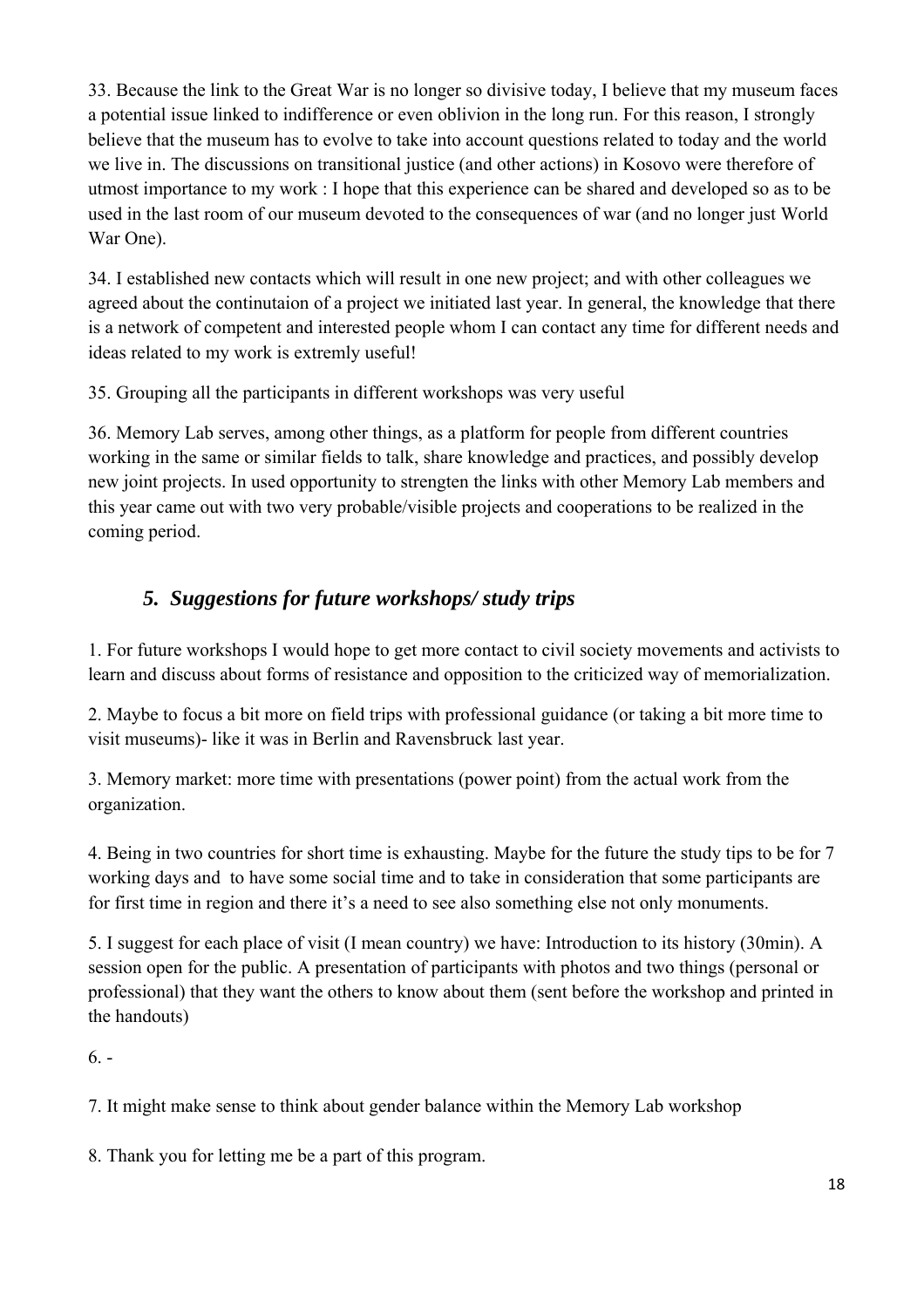33. Because the link to the Great War is no longer so divisive today, I believe that my museum faces a potential issue linked to indifference or even oblivion in the long run. For this reason, I strongly believe that the museum has to evolve to take into account questions related to today and the world we live in. The discussions on transitional justice (and other actions) in Kosovo were therefore of utmost importance to my work : I hope that this experience can be shared and developed so as to be used in the last room of our museum devoted to the consequences of war (and no longer just World War One).

34. I established new contacts which will result in one new project; and with other colleagues we agreed about the continutaion of a project we initiated last year. In general, the knowledge that there is a network of competent and interested people whom I can contact any time for different needs and ideas related to my work is extremly useful!

35. Grouping all the participants in different workshops was very useful

36. Memory Lab serves, among other things, as a platform for people from different countries working in the same or similar fields to talk, share knowledge and practices, and possibly develop new joint projects. In used opportunity to strengten the links with other Memory Lab members and this year came out with two very probable/visible projects and cooperations to be realized in the coming period.

## *5. Suggestions for future workshops/ study trips*

1. For future workshops I would hope to get more contact to civil society movements and activists to learn and discuss about forms of resistance and opposition to the criticized way of memorialization.

2. Maybe to focus a bit more on field trips with professional guidance (or taking a bit more time to visit museums)- like it was in Berlin and Ravensbruck last year.

3. Memory market: more time with presentations (power point) from the actual work from the organization.

4. Being in two countries for short time is exhausting. Maybe for the future the study tips to be for 7 working days and to have some social time and to take in consideration that some participants are for first time in region and there it's a need to see also something else not only monuments.

5. I suggest for each place of visit (I mean country) we have: Introduction to its history (30min). A session open for the public. A presentation of participants with photos and two things (personal or professional) that they want the others to know about them (sent before the workshop and printed in the handouts)

6. -

7. It might make sense to think about gender balance within the Memory Lab workshop

8. Thank you for letting me be a part of this program.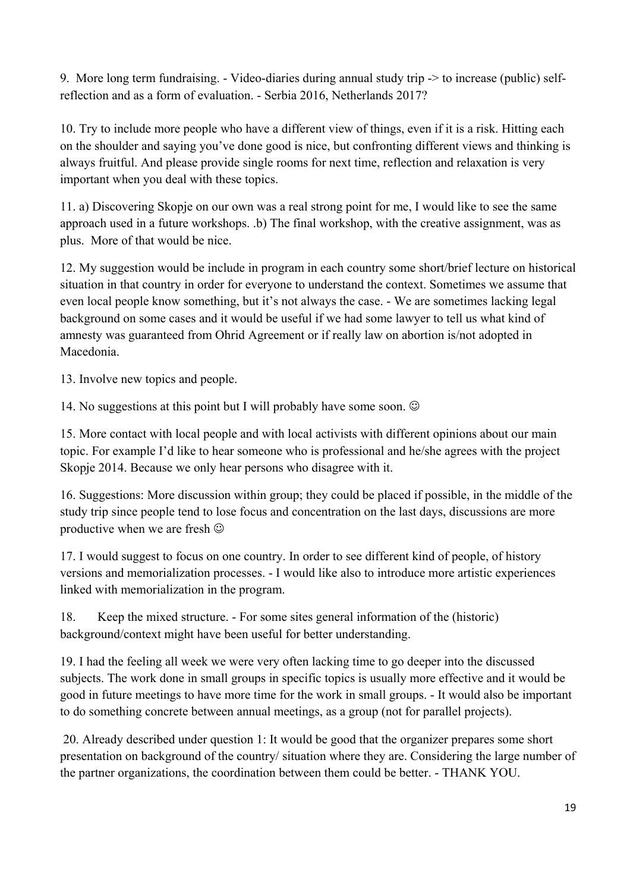9. More long term fundraising. - Video-diaries during annual study trip -> to increase (public) self-reflection and as a form of evaluation. - Serbia 2016, Netherlands 2017?

10. Try to include more people who have a different view of things, even if it is a risk. Hitting each on the shoulder and saying you've done good is nice, but confronting different views and thinking is always fruitful. And please provide single rooms for next time, reflection and relaxation is very important when you deal with these topics.

11. a) Discovering Skopje on our own was a real strong point for me, I would like to see the same approach used in a future workshops. .b) The final workshop, with the creative assignment, was as plus. More of that would be nice.

12. My suggestion would be include in program in each country some short/brief lecture on historical situation in that country in order for everyone to understand the context. Sometimes we assume that even local people know something, but it's not always the case. - We are sometimes lacking legal background on some cases and it would be useful if we had some lawyer to tell us what kind of amnesty was guaranteed from Ohrid Agreement or if really law on abortion is/not adopted in Macedonia.

13. Involve new topics and people.

14. No suggestions at this point but I will probably have some soon. ☺

15. More contact with local people and with local activists with different opinions about our main topic. For example I'd like to hear someone who is professional and he/she agrees with the project Skopje 2014. Because we only hear persons who disagree with it.

16. Suggestions: More discussion within group; they could be placed if possible, in the middle of the study trip since people tend to lose focus and concentration on the last days, discussions are more productive when we are fresh ☺

17. I would suggest to focus on one country. In order to see different kind of people, of history versions and memorialization processes. - I would like also to introduce more artistic experiences linked with memorialization in the program.

18. Keep the mixed structure. - For some sites general information of the (historic) background/context might have been useful for better understanding.

19. I had the feeling all week we were very often lacking time to go deeper into the discussed subjects. The work done in small groups in specific topics is usually more effective and it would be good in future meetings to have more time for the work in small groups. - It would also be important to do something concrete between annual meetings, as a group (not for parallel projects).

20. Already described under question 1: It would be good that the organizer prepares some short presentation on background of the country/ situation where they are. Considering the large number of the partner organizations, the coordination between them could be better. - THANK YOU.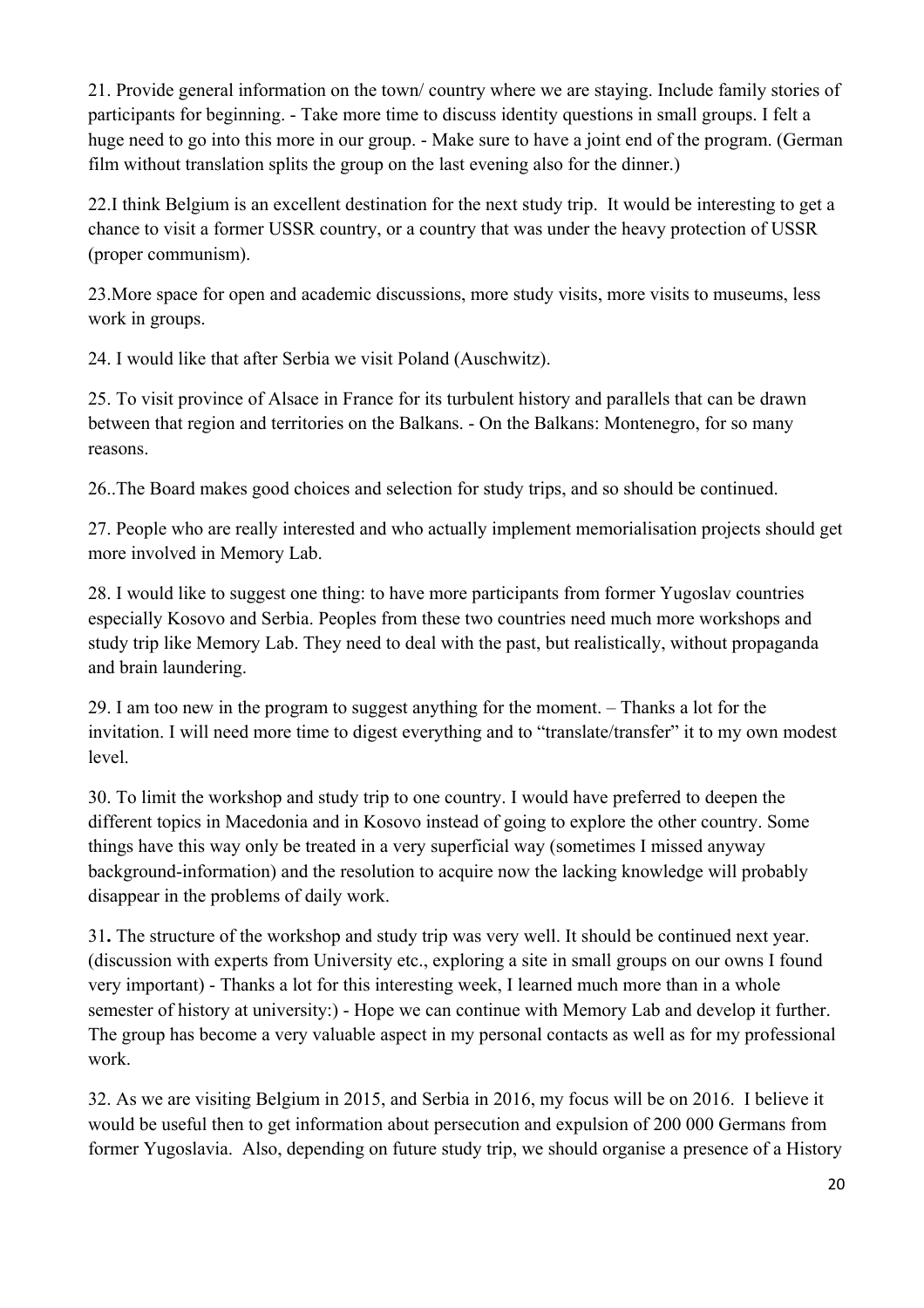21. Provide general information on the town/ country where we are staying. Include family stories of participants for beginning. - Take more time to discuss identity questions in small groups. I felt a huge need to go into this more in our group. - Make sure to have a joint end of the program. (German film without translation splits the group on the last evening also for the dinner.)

22.I think Belgium is an excellent destination for the next study trip. It would be interesting to get a chance to visit a former USSR country, or a country that was under the heavy protection of USSR (proper communism).

23.More space for open and academic discussions, more study visits, more visits to museums, less work in groups.

24. I would like that after Serbia we visit Poland (Auschwitz).

25. To visit province of Alsace in France for its turbulent history and parallels that can be drawn between that region and territories on the Balkans. - On the Balkans: Montenegro, for so many reasons.

26..The Board makes good choices and selection for study trips, and so should be continued.

27. People who are really interested and who actually implement memorialisation projects should get more involved in Memory Lab.

28. I would like to suggest one thing: to have more participants from former Yugoslav countries especially Kosovo and Serbia. Peoples from these two countries need much more workshops and study trip like Memory Lab. They need to deal with the past, but realistically, without propaganda and brain laundering.

29. I am too new in the program to suggest anything for the moment. – Thanks a lot for the invitation. I will need more time to digest everything and to "translate/transfer" it to my own modest level.

30. To limit the workshop and study trip to one country. I would have preferred to deepen the different topics in Macedonia and in Kosovo instead of going to explore the other country. Some things have this way only be treated in a very superficial way (sometimes I missed anyway background-information) and the resolution to acquire now the lacking knowledge will probably disappear in the problems of daily work.

31**.** The structure of the workshop and study trip was very well. It should be continued next year. (discussion with experts from University etc., exploring a site in small groups on our owns I found very important) - Thanks a lot for this interesting week, I learned much more than in a whole semester of history at university:) - Hope we can continue with Memory Lab and develop it further. The group has become a very valuable aspect in my personal contacts as well as for my professional work.

32. As we are visiting Belgium in 2015, and Serbia in 2016, my focus will be on 2016. I believe it would be useful then to get information about persecution and expulsion of 200 000 Germans from former Yugoslavia. Also, depending on future study trip, we should organise a presence of a History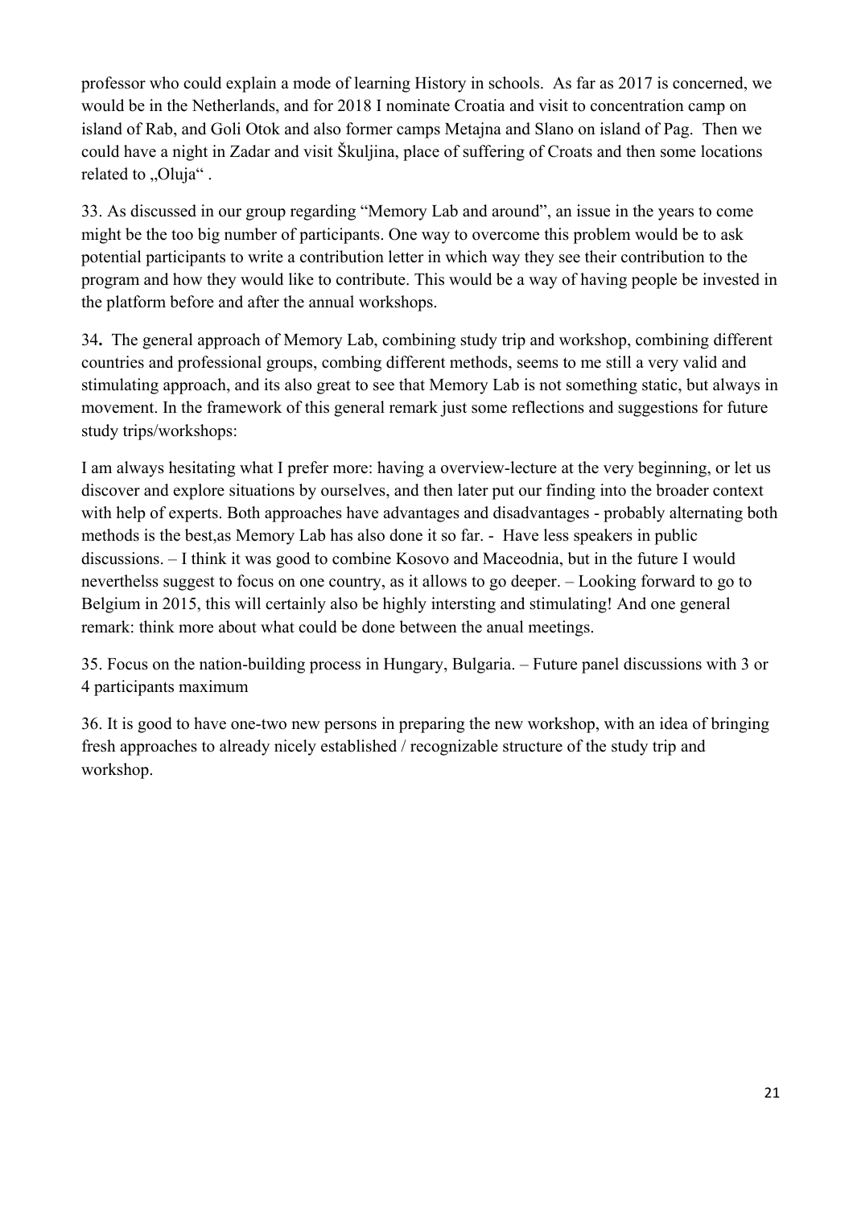professor who could explain a mode of learning History in schools. As far as 2017 is concerned, we would be in the Netherlands, and for 2018 I nominate Croatia and visit to concentration camp on island of Rab, and Goli Otok and also former camps Metajna and Slano on island of Pag. Then we could have a night in Zadar and visit Škuljina, place of suffering of Croats and then some locations related to „Oluja“ .

33. As discussed in our group regarding "Memory Lab and around", an issue in the years to come might be the too big number of participants. One way to overcome this problem would be to ask potential participants to write a contribution letter in which way they see their contribution to the program and how they would like to contribute. This would be a way of having people be invested in the platform before and after the annual workshops.

34**.** The general approach of Memory Lab, combining study trip and workshop, combining different countries and professional groups, combing different methods, seems to me still a very valid and stimulating approach, and its also great to see that Memory Lab is not something static, but always in movement. In the framework of this general remark just some reflections and suggestions for future study trips/workshops:

I am always hesitating what I prefer more: having a overview-lecture at the very beginning, or let us discover and explore situations by ourselves, and then later put our finding into the broader context with help of experts. Both approaches have advantages and disadvantages - probably alternating both methods is the best,as Memory Lab has also done it so far. - Have less speakers in public discussions. – I think it was good to combine Kosovo and Maceodnia, but in the future I would neverthelss suggest to focus on one country, as it allows to go deeper. – Looking forward to go to Belgium in 2015, this will certainly also be highly intersting and stimulating! And one general remark: think more about what could be done between the anual meetings.

35. Focus on the nation-building process in Hungary, Bulgaria. – Future panel discussions with 3 or 4 participants maximum

36. It is good to have one-two new persons in preparing the new workshop, with an idea of bringing fresh approaches to already nicely established / recognizable structure of the study trip and workshop.